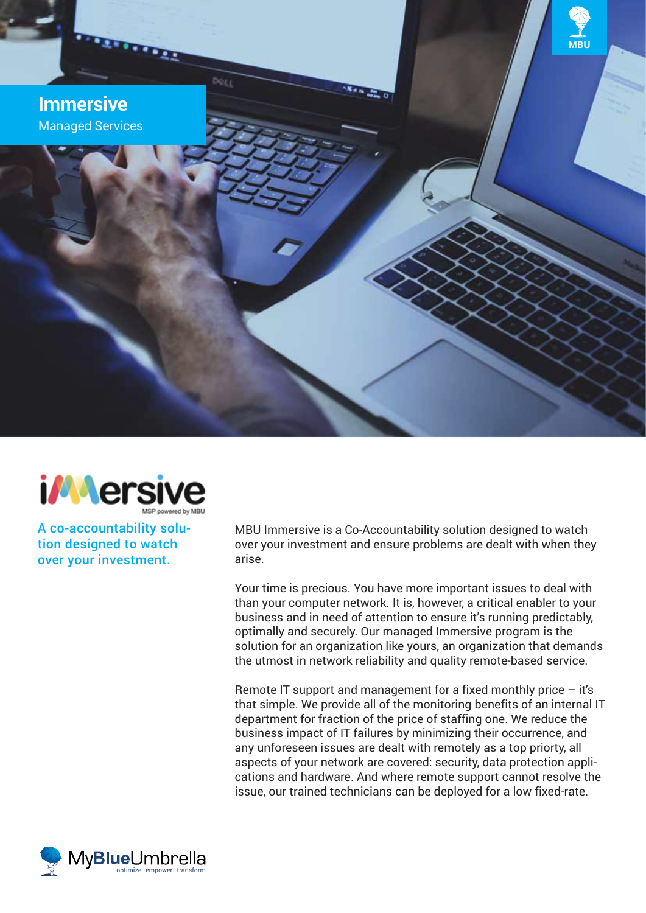# Immersive

Managed Services

MBU

immersive

MSP powered by MBU

**A co-accountability solution designed to watch over your investment.**

MBU Immersive is a Co-Accountability solution designed to watch over your investment and ensure problems are dealt with when they arise.

Your time is precious. You have more important issues to deal with than your computer network. It is, however, a critical enabler to your business and in need of attention to ensure it's running predictably, optimally and securely. Our managed Immersive program is the solution for an organization like yours, an organization that demands the utmost in network reliability and quality remote-based service.

Remote IT support and management for a fixed monthly price – it's that simple. We provide all of the monitoring benefits of an internal IT department for fraction of the price of staffing one. We reduce the business impact of IT failures by minimizing their occurrence, and any unforeseen issues are dealt with remotely as a top priorty, all aspects of your network are covered: security, data protection applications and hardware. And where remote support cannot resolve the issue, our trained technicians can be deployed for a low fixed-rate.

MyBlueUmbrella

optimize empower transform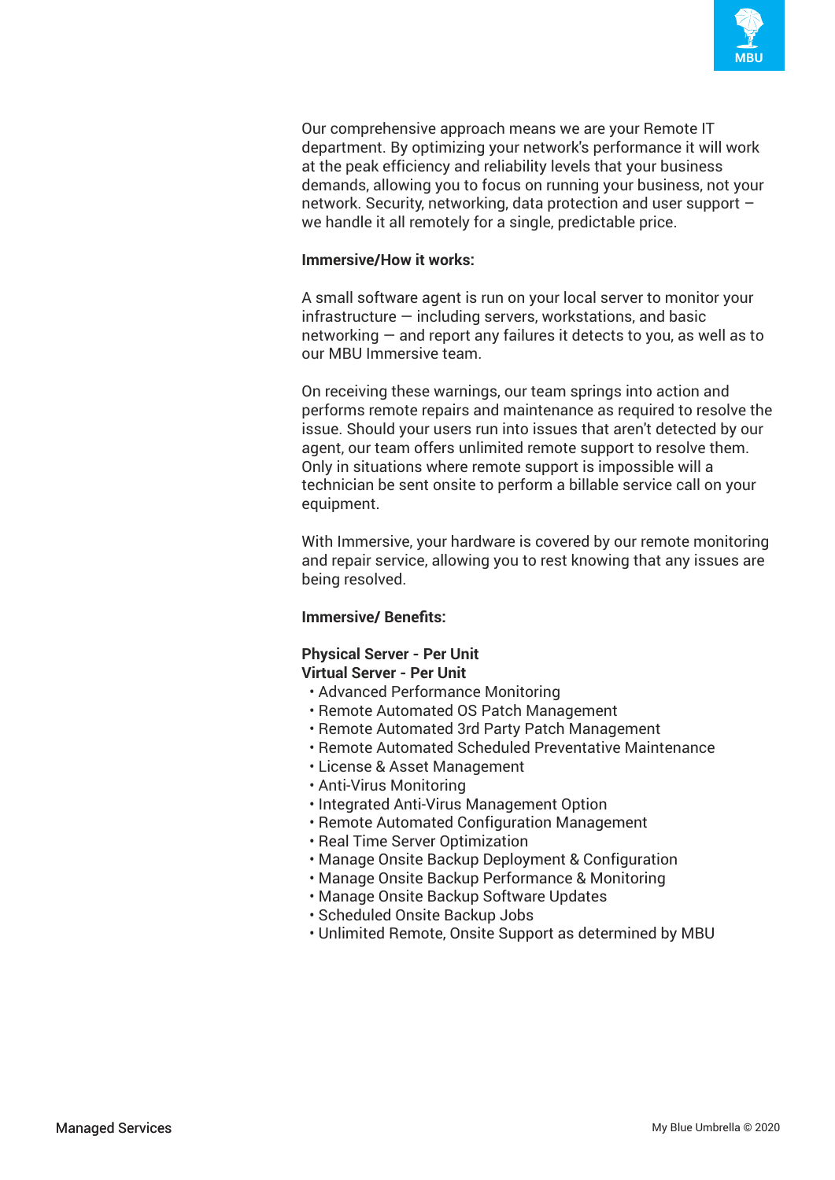Our comprehensive approach means we are your Remote IT department. By optimizing your network's performance it will work at the peak efficiency and reliability levels that your business demands, allowing you to focus on running your business, not your network. Security, networking, data protection and user support – we handle it all remotely for a single, predictable price.

**Immersive/How it works:**

A small software agent is run on your local server to monitor your infrastructure — including servers, workstations, and basic networking — and report any failures it detects to you, as well as to our MBU Immersive team.

On receiving these warnings, our team springs into action and performs remote repairs and maintenance as required to resolve the issue. Should your users run into issues that aren't detected by our agent, our team offers unlimited remote support to resolve them. Only in situations where remote support is impossible will a technician be sent onsite to perform a billable service call on your equipment.

With Immersive, your hardware is covered by our remote monitoring and repair service, allowing you to rest knowing that any issues are being resolved.

**Immersive/ Benefits:**

**Physical Server - Per Unit**
**Virtual Server - Per Unit**

- Advanced Performance Monitoring
- Remote Automated OS Patch Management
- Remote Automated 3rd Party Patch Management
- Remote Automated Scheduled Preventative Maintenance
- License & Asset Management
- Anti-Virus Monitoring
- Integrated Anti-Virus Management Option
- Remote Automated Configuration Management
- Real Time Server Optimization
- Manage Onsite Backup Deployment & Configuration
- Manage Onsite Backup Performance & Monitoring
- Manage Onsite Backup Software Updates
- Scheduled Onsite Backup Jobs
- Unlimited Remote, Onsite Support as determined by MBU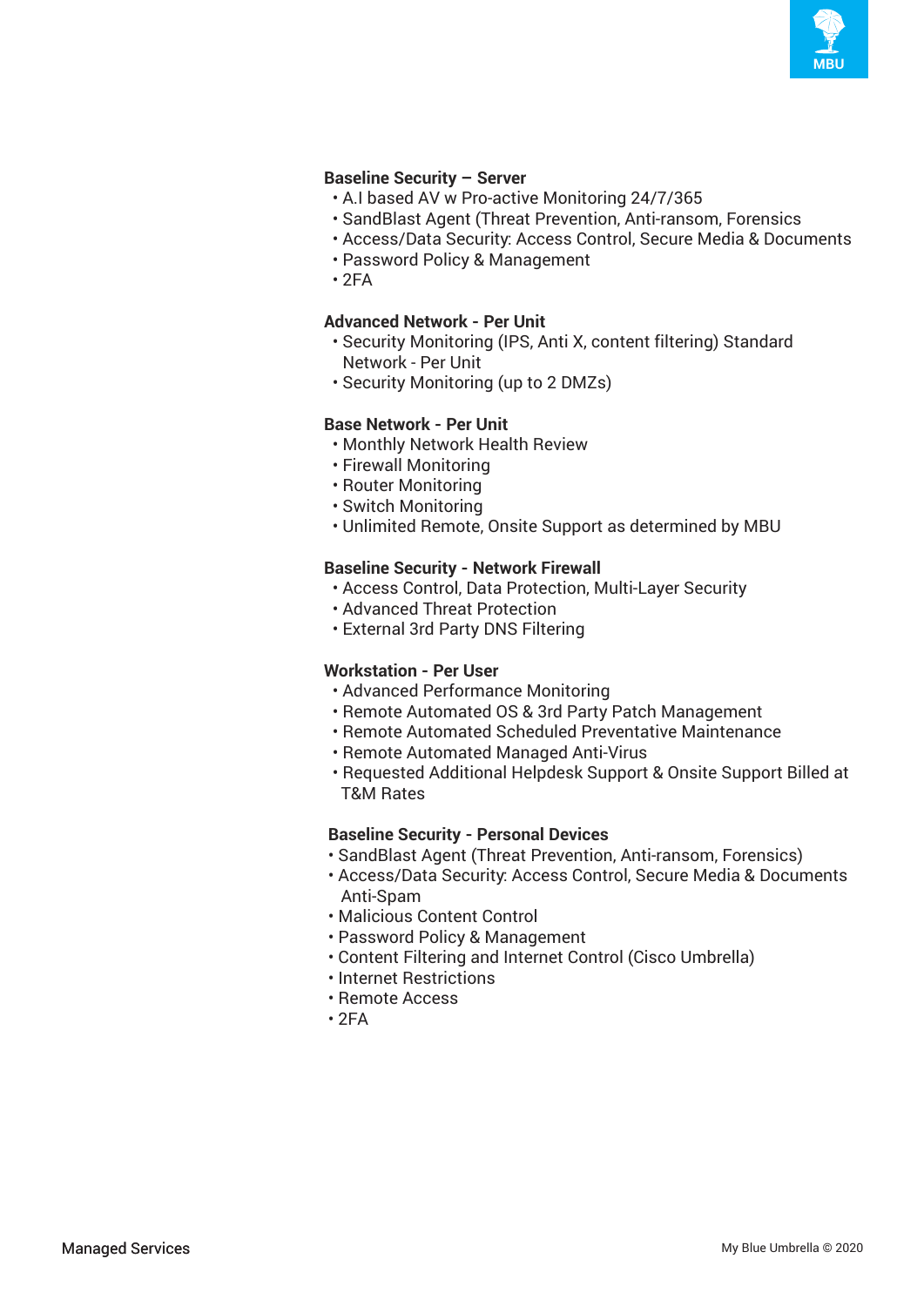**Baseline Security – Server**

- A.I based AV w Pro-active Monitoring 24/7/365
- SandBlast Agent (Threat Prevention, Anti-ransom, Forensics
- Access/Data Security: Access Control, Secure Media & Documents
- Password Policy & Management
- 2FA

**Advanced Network - Per Unit**

- Security Monitoring (IPS, Anti X, content filtering) Standard Network - Per Unit
- Security Monitoring (up to 2 DMZs)

**Base Network - Per Unit**

- Monthly Network Health Review
- Firewall Monitoring
- Router Monitoring
- Switch Monitoring
- Unlimited Remote, Onsite Support as determined by MBU

**Baseline Security - Network Firewall**

- Access Control, Data Protection, Multi-Layer Security
- Advanced Threat Protection
- External 3rd Party DNS Filtering

**Workstation - Per User**

- Advanced Performance Monitoring
- Remote Automated OS & 3rd Party Patch Management
- Remote Automated Scheduled Preventative Maintenance
- Remote Automated Managed Anti-Virus
- Requested Additional Helpdesk Support & Onsite Support Billed at T&M Rates

**Baseline Security - Personal Devices**

- SandBlast Agent (Threat Prevention, Anti-ransom, Forensics)
- Access/Data Security: Access Control, Secure Media & Documents Anti-Spam
- Malicious Content Control
- Password Policy & Management
- Content Filtering and Internet Control (Cisco Umbrella)
- Internet Restrictions
- Remote Access
- 2FA